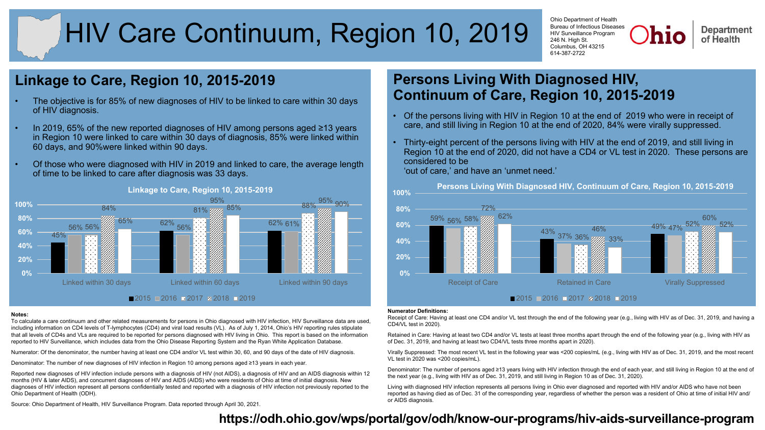# HIV Care Continuum, Region 10, 2019

Ohio Department of Health
Bureau of Infectious Diseases
HIV Surveillance Program
246 N. High St.
Columbus, OH 43215
614-387-2722

## Linkage to Care, Region 10, 2015-2019

- The objective is for 85% of new diagnoses of HIV to be linked to care within 30 days of HIV diagnosis.
- In 2019, 65% of the new reported diagnoses of HIV among persons aged ≥13 years in Region 10 were linked to care within 30 days of diagnosis, 85% were linked within 60 days, and 90%were linked within 90 days.
- Of those who were diagnosed with HIV in 2019 and linked to care, the average length of time to be linked to care after diagnosis was 33 days.

**Linkage to Care, Region 10, 2015-2019**

| | 2015 | 2016 | 2017 | 2018 | 2019 |
|---|---|---|---|---|---|
| Linked within 30 days | 45% | 56% | 56% | 84% | 65% |
| Linked within 60 days | 62% | 56% | 81% | 95% | 85% |
| Linked within 90 days | 62% | 61% | 88% | 95% | 90% |

## Persons Living With Diagnosed HIV, Continuum of Care, Region 10, 2015-2019

- Of the persons living with HIV in Region 10 at the end of 2019 who were in receipt of care, and still living in Region 10 at the end of 2020, 84% were virally suppressed.
- Thirty-eight percent of the persons living with HIV at the end of 2019, and still living in Region 10 at the end of 2020, did not have a CD4 or VL test in 2020. These persons are considered to be 'out of care,' and have an 'unmet need.'

**Persons Living With Diagnosed HIV, Continuum of Care, Region 10, 2015-2019**

| | 2015 | 2016 | 2017 | 2018 | 2019 |
|---|---|---|---|---|---|
| Receipt of Care | 59% | 56% | 58% | 72% | 62% |
| Retained in Care | 43% | 37% | 36% | 46% | 33% |
| Virally Suppressed | 49% | 47% | 52% | 60% | 52% |

**Notes:**

To calculate a care continuum and other related measurements for persons in Ohio diagnosed with HIV infection, HIV Surveillance data are used, including information on CD4 levels of T-lymphocytes (CD4) and viral load results (VL). As of July 1, 2014, Ohio's HIV reporting rules stipulate that all levels of CD4s and VLs are required to be reported for persons diagnosed with HIV living in Ohio. This report is based on the information reported to HIV Surveillance, which includes data from the Ohio Disease Reporting System and the Ryan White Application Database.

Numerator: Of the denominator, the number having at least one CD4 and/or VL test within 30, 60, and 90 days of the date of HIV diagnosis.

Denominator: The number of new diagnoses of HIV infection in Region 10 among persons aged ≥13 years in each year.

Reported new diagnoses of HIV infection include persons with a diagnosis of HIV (not AIDS), a diagnosis of HIV and an AIDS diagnosis within 12 months (HIV & later AIDS), and concurrent diagnoses of HIV and AIDS (AIDS) who were residents of Ohio at time of initial diagnosis. New diagnoses of HIV infection represent all persons confidentially tested and reported with a diagnosis of HIV infection not previously reported to the Ohio Department of Health (ODH).

Source: Ohio Department of Health, HIV Surveillance Program. Data reported through April 30, 2021.

**Numerator Definitions:**

Receipt of Care: Having at least one CD4 and/or VL test through the end of the following year (e.g., living with HIV as of Dec. 31, 2019, and having a CD4/VL test in 2020).

Retained in Care: Having at least two CD4 and/or VL tests at least three months apart through the end of the following year (e.g., living with HIV as of Dec. 31, 2019, and having at least two CD4/VL tests three months apart in 2020).

Virally Suppressed: The most recent VL test in the following year was <200 copies/mL (e.g., living with HIV as of Dec. 31, 2019, and the most recent VL test in 2020 was <200 copies/mL).

Denominator: The number of persons aged ≥13 years living with HIV infection through the end of each year, and still living in Region 10 at the end of the next year (e.g., living with HIV as of Dec. 31, 2019, and still living in Region 10 as of Dec. 31, 2020).

Living with diagnosed HIV infection represents all persons living in Ohio ever diagnosed and reported with HIV and/or AIDS who have not been reported as having died as of Dec. 31 of the corresponding year, regardless of whether the person was a resident of Ohio at time of initial HIV and/or AIDS diagnosis.

**https://odh.ohio.gov/wps/portal/gov/odh/know-our-programs/hiv-aids-surveillance-program**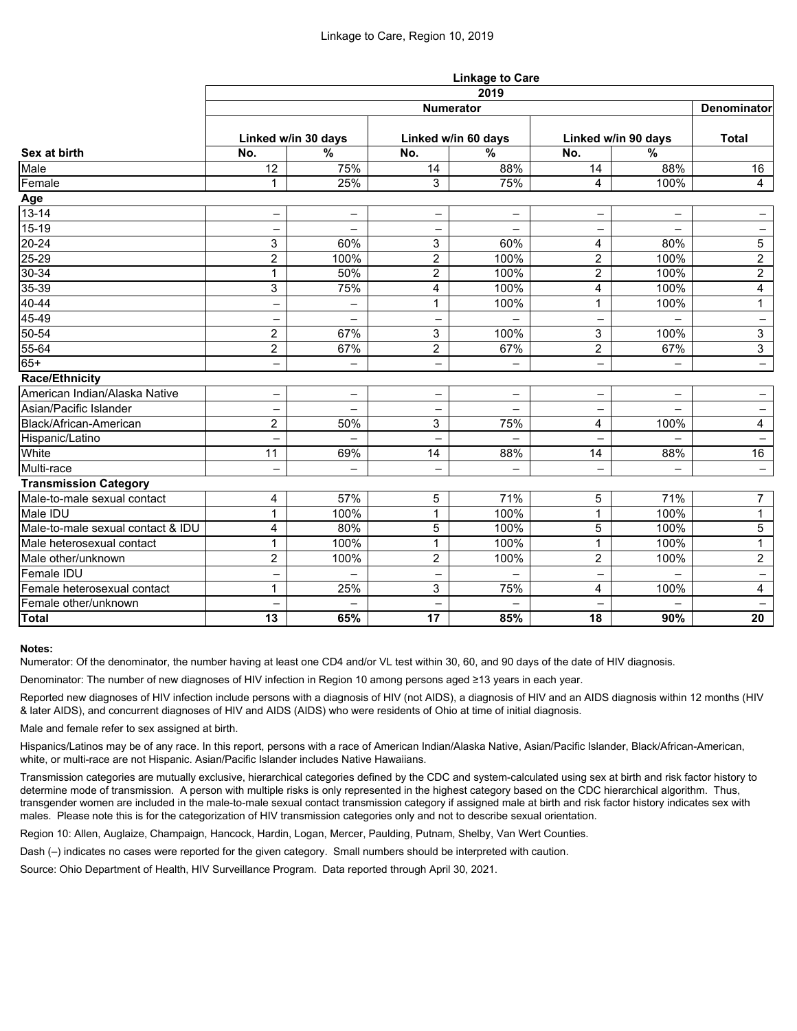# Linkage to Care, Region 10, 2019

| | Linkage to Care | | | | | | |
|---|---|---|---|---|---|---|---|
| | 2019 | | | | | | |
| | Numerator | | | | | | Denominator |
| | Linked w/in 30 days | | Linked w/in 60 days | | Linked w/in 90 days | | Total |
| **Sex at birth** | No. | % | No. | % | No. | % | |
| Male | 12 | 75% | 14 | 88% | 14 | 88% | 16 |
| Female | 1 | 25% | 3 | 75% | 4 | 100% | 4 |
| **Age** | | | | | | | |
| 13-14 | – | – | – | – | – | – | – |
| 15-19 | – | – | – | – | – | – | – |
| 20-24 | 3 | 60% | 3 | 60% | 4 | 80% | 5 |
| 25-29 | 2 | 100% | 2 | 100% | 2 | 100% | 2 |
| 30-34 | 1 | 50% | 2 | 100% | 2 | 100% | 2 |
| 35-39 | 3 | 75% | 4 | 100% | 4 | 100% | 4 |
| 40-44 | – | – | 1 | 100% | 1 | 100% | 1 |
| 45-49 | – | – | – | – | – | – | – |
| 50-54 | 2 | 67% | 3 | 100% | 3 | 100% | 3 |
| 55-64 | 2 | 67% | 2 | 67% | 2 | 67% | 3 |
| 65+ | – | – | – | – | – | – | – |
| **Race/Ethnicity** | | | | | | | |
| American Indian/Alaska Native | – | – | – | – | – | – | – |
| Asian/Pacific Islander | – | – | – | – | – | – | – |
| Black/African-American | 2 | 50% | 3 | 75% | 4 | 100% | 4 |
| Hispanic/Latino | – | – | – | – | – | – | – |
| White | 11 | 69% | 14 | 88% | 14 | 88% | 16 |
| Multi-race | – | – | – | – | – | – | – |
| **Transmission Category** | | | | | | | |
| Male-to-male sexual contact | 4 | 57% | 5 | 71% | 5 | 71% | 7 |
| Male IDU | 1 | 100% | 1 | 100% | 1 | 100% | 1 |
| Male-to-male sexual contact & IDU | 4 | 80% | 5 | 100% | 5 | 100% | 5 |
| Male heterosexual contact | 1 | 100% | 1 | 100% | 1 | 100% | 1 |
| Male other/unknown | 2 | 100% | 2 | 100% | 2 | 100% | 2 |
| Female IDU | – | – | – | – | – | – | – |
| Female heterosexual contact | 1 | 25% | 3 | 75% | 4 | 100% | 4 |
| Female other/unknown | – | – | – | – | – | – | – |
| **Total** | **13** | **65%** | **17** | **85%** | **18** | **90%** | **20** |

**Notes:**

Numerator: Of the denominator, the number having at least one CD4 and/or VL test within 30, 60, and 90 days of the date of HIV diagnosis.

Denominator: The number of new diagnoses of HIV infection in Region 10 among persons aged ≥13 years in each year.

Reported new diagnoses of HIV infection include persons with a diagnosis of HIV (not AIDS), a diagnosis of HIV and an AIDS diagnosis within 12 months (HIV & later AIDS), and concurrent diagnoses of HIV and AIDS (AIDS) who were residents of Ohio at time of initial diagnosis.

Male and female refer to sex assigned at birth.

Hispanics/Latinos may be of any race. In this report, persons with a race of American Indian/Alaska Native, Asian/Pacific Islander, Black/African-American, white, or multi-race are not Hispanic. Asian/Pacific Islander includes Native Hawaiians.

Transmission categories are mutually exclusive, hierarchical categories defined by the CDC and system-calculated using sex at birth and risk factor history to determine mode of transmission. A person with multiple risks is only represented in the highest category based on the CDC hierarchical algorithm. Thus, transgender women are included in the male-to-male sexual contact transmission category if assigned male at birth and risk factor history indicates sex with males. Please note this is for the categorization of HIV transmission categories only and not to describe sexual orientation.

Region 10: Allen, Auglaize, Champaign, Hancock, Hardin, Logan, Mercer, Paulding, Putnam, Shelby, Van Wert Counties.

Dash (–) indicates no cases were reported for the given category. Small numbers should be interpreted with caution.

Source: Ohio Department of Health, HIV Surveillance Program. Data reported through April 30, 2021.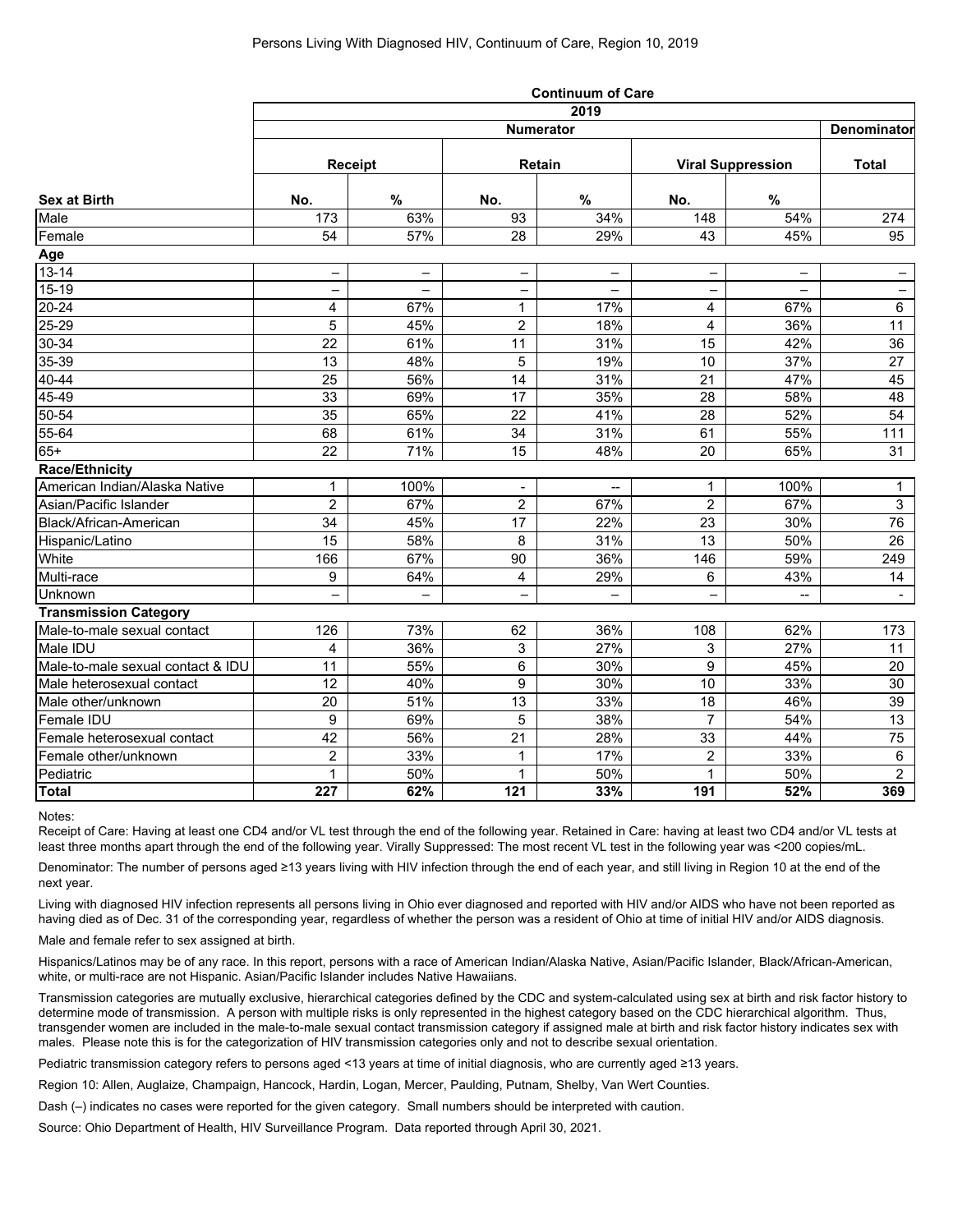Persons Living With Diagnosed HIV, Continuum of Care, Region 10, 2019

| | Continuum of Care | | | | | | |
|---|---|---|---|---|---|---|---|
| | 2019 | | | | | | |
| | Numerator | | | | | | Denominator |
| | Receipt | | Retain | | Viral Suppression | | Total |
| **Sex at Birth** | No. | % | No. | % | No. | % | |
| Male | 173 | 63% | 93 | 34% | 148 | 54% | 274 |
| Female | 54 | 57% | 28 | 29% | 43 | 45% | 95 |
| **Age** | | | | | | | |
| 13-14 | – | – | – | – | – | – | – |
| 15-19 | – | – | – | – | – | – | – |
| 20-24 | 4 | 67% | 1 | 17% | 4 | 67% | 6 |
| 25-29 | 5 | 45% | 2 | 18% | 4 | 36% | 11 |
| 30-34 | 22 | 61% | 11 | 31% | 15 | 42% | 36 |
| 35-39 | 13 | 48% | 5 | 19% | 10 | 37% | 27 |
| 40-44 | 25 | 56% | 14 | 31% | 21 | 47% | 45 |
| 45-49 | 33 | 69% | 17 | 35% | 28 | 58% | 48 |
| 50-54 | 35 | 65% | 22 | 41% | 28 | 52% | 54 |
| 55-64 | 68 | 61% | 34 | 31% | 61 | 55% | 111 |
| 65+ | 22 | 71% | 15 | 48% | 20 | 65% | 31 |
| **Race/Ethnicity** | | | | | | | |
| American Indian/Alaska Native | 1 | 100% | - | -- | 1 | 100% | 1 |
| Asian/Pacific Islander | 2 | 67% | 2 | 67% | 2 | 67% | 3 |
| Black/African-American | 34 | 45% | 17 | 22% | 23 | 30% | 76 |
| Hispanic/Latino | 15 | 58% | 8 | 31% | 13 | 50% | 26 |
| White | 166 | 67% | 90 | 36% | 146 | 59% | 249 |
| Multi-race | 9 | 64% | 4 | 29% | 6 | 43% | 14 |
| Unknown | – | – | – | – | – | -- | - |
| **Transmission Category** | | | | | | | |
| Male-to-male sexual contact | 126 | 73% | 62 | 36% | 108 | 62% | 173 |
| Male IDU | 4 | 36% | 3 | 27% | 3 | 27% | 11 |
| Male-to-male sexual contact & IDU | 11 | 55% | 6 | 30% | 9 | 45% | 20 |
| Male heterosexual contact | 12 | 40% | 9 | 30% | 10 | 33% | 30 |
| Male other/unknown | 20 | 51% | 13 | 33% | 18 | 46% | 39 |
| Female IDU | 9 | 69% | 5 | 38% | 7 | 54% | 13 |
| Female heterosexual contact | 42 | 56% | 21 | 28% | 33 | 44% | 75 |
| Female other/unknown | 2 | 33% | 1 | 17% | 2 | 33% | 6 |
| Pediatric | 1 | 50% | 1 | 50% | 1 | 50% | 2 |
| **Total** | **227** | **62%** | **121** | **33%** | **191** | **52%** | **369** |

Notes:

Receipt of Care: Having at least one CD4 and/or VL test through the end of the following year. Retained in Care: having at least two CD4 and/or VL tests at least three months apart through the end of the following year. Virally Suppressed: The most recent VL test in the following year was <200 copies/mL.

Denominator: The number of persons aged ≥13 years living with HIV infection through the end of each year, and still living in Region 10 at the end of the next year.

Living with diagnosed HIV infection represents all persons living in Ohio ever diagnosed and reported with HIV and/or AIDS who have not been reported as having died as of Dec. 31 of the corresponding year, regardless of whether the person was a resident of Ohio at time of initial HIV and/or AIDS diagnosis.

Male and female refer to sex assigned at birth.

Hispanics/Latinos may be of any race. In this report, persons with a race of American Indian/Alaska Native, Asian/Pacific Islander, Black/African-American, white, or multi-race are not Hispanic. Asian/Pacific Islander includes Native Hawaiians.

Transmission categories are mutually exclusive, hierarchical categories defined by the CDC and system-calculated using sex at birth and risk factor history to determine mode of transmission. A person with multiple risks is only represented in the highest category based on the CDC hierarchical algorithm. Thus, transgender women are included in the male-to-male sexual contact transmission category if assigned male at birth and risk factor history indicates sex with males. Please note this is for the categorization of HIV transmission categories only and not to describe sexual orientation.

Pediatric transmission category refers to persons aged <13 years at time of initial diagnosis, who are currently aged ≥13 years.

Region 10: Allen, Auglaize, Champaign, Hancock, Hardin, Logan, Mercer, Paulding, Putnam, Shelby, Van Wert Counties.

Dash (–) indicates no cases were reported for the given category. Small numbers should be interpreted with caution.

Source: Ohio Department of Health, HIV Surveillance Program. Data reported through April 30, 2021.